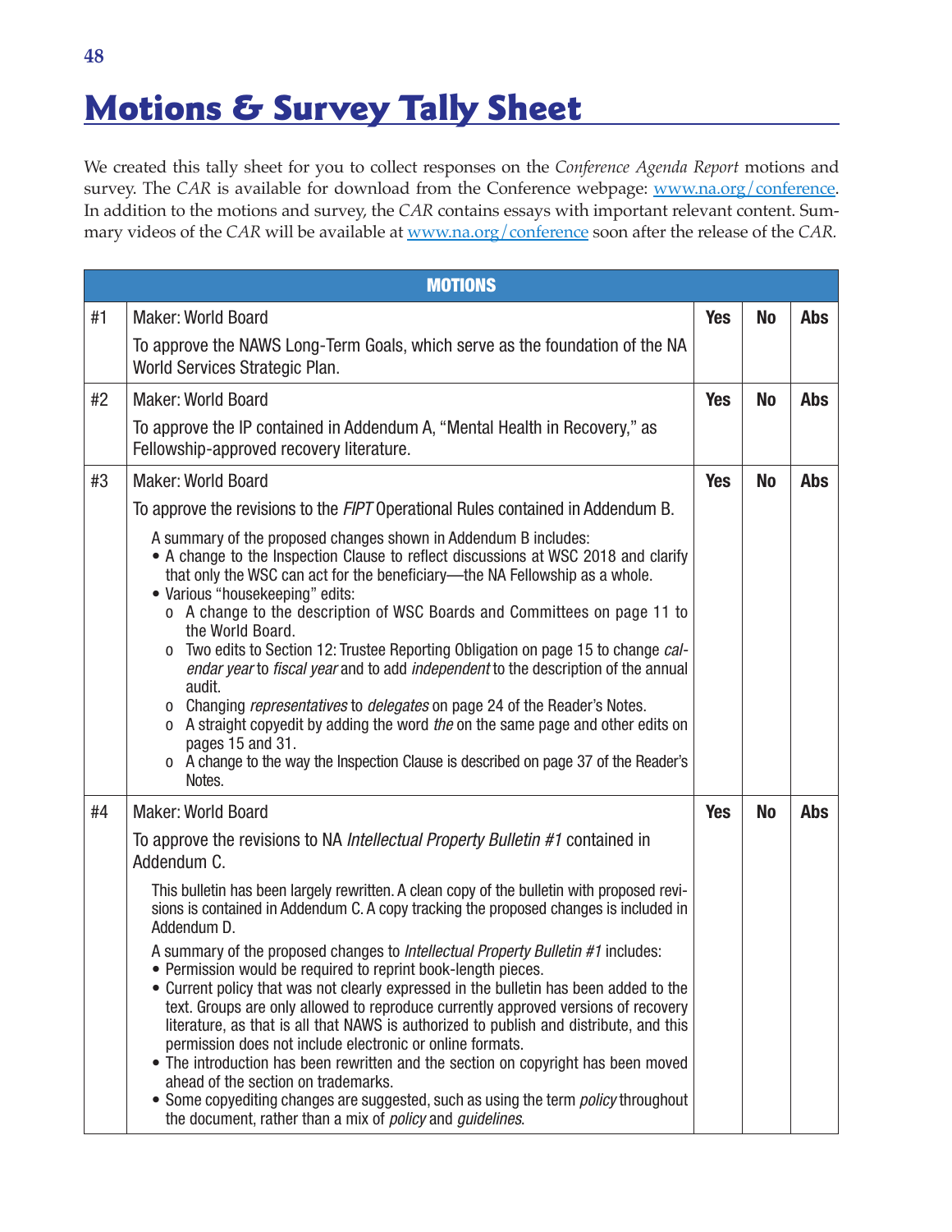# Motions & Survey Tally Sheet

We created this tally sheet for you to collect responses on the *Conference Agenda Report* motions and survey. The *CAR* is available for download from the Conference webpage: www.na.org/conference. In addition to the motions and survey, the *CAR* contains essays with important relevant content. Summary videos of the *CAR* will be available at www.na.org/conference soon after the release of the *CAR.*

| MOTIONS | | | | |
|---|---|---|---|---|
| #1 | Maker: World Board<br><br>To approve the NAWS Long-Term Goals, which serve as the foundation of the NA World Services Strategic Plan. | **Yes** | **No** | **Abs** |
| #2 | Maker: World Board<br><br>To approve the IP contained in Addendum A, "Mental Health in Recovery," as Fellowship-approved recovery literature. | **Yes** | **No** | **Abs** |
| #3 | Maker: World Board<br><br>To approve the revisions to the *FIPT* Operational Rules contained in Addendum B.<br><br>A summary of the proposed changes shown in Addendum B includes:<br>• A change to the Inspection Clause to reflect discussions at WSC 2018 and clarify that only the WSC can act for the beneficiary—the NA Fellowship as a whole.<br>• Various "housekeeping" edits:<br>o A change to the description of WSC Boards and Committees on page 11 to the World Board.<br>o Two edits to Section 12: Trustee Reporting Obligation on page 15 to change *calendar year* to *fiscal year* and to add *independent* to the description of the annual audit.<br>o Changing *representatives* to *delegates* on page 24 of the Reader's Notes.<br>o A straight copyedit by adding the word *the* on the same page and other edits on pages 15 and 31.<br>o A change to the way the Inspection Clause is described on page 37 of the Reader's Notes. | **Yes** | **No** | **Abs** |
| #4 | Maker: World Board<br><br>To approve the revisions to NA *Intellectual Property Bulletin #1* contained in Addendum C.<br><br>This bulletin has been largely rewritten. A clean copy of the bulletin with proposed revisions is contained in Addendum C. A copy tracking the proposed changes is included in Addendum D.<br><br>A summary of the proposed changes to *Intellectual Property Bulletin #1* includes:<br>• Permission would be required to reprint book-length pieces.<br>• Current policy that was not clearly expressed in the bulletin has been added to the text. Groups are only allowed to reproduce currently approved versions of recovery literature, as that is all that NAWS is authorized to publish and distribute, and this permission does not include electronic or online formats.<br>• The introduction has been rewritten and the section on copyright has been moved ahead of the section on trademarks.<br>• Some copyediting changes are suggested, such as using the term *policy* throughout the document, rather than a mix of *policy* and *guidelines*. | **Yes** | **No** | **Abs** |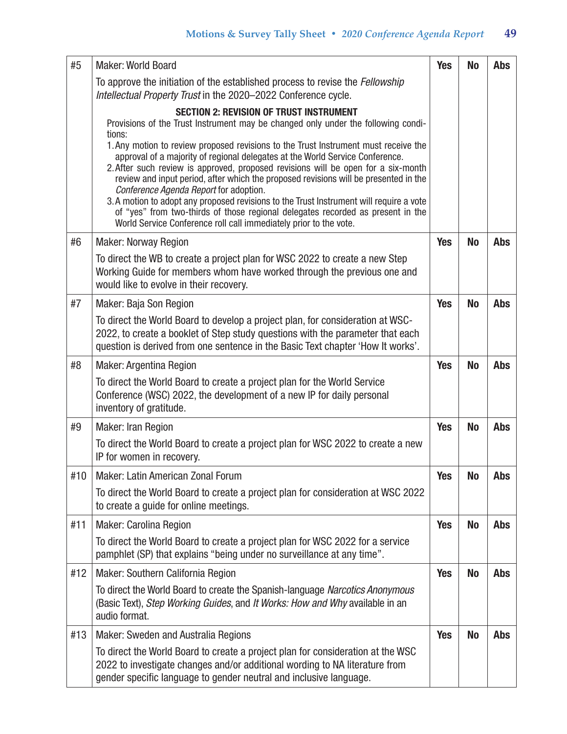| # | Motion | Yes | No | Abs |
|---|---|---|---|---|
| #5 | Maker: World Board<br><br>To approve the initiation of the established process to revise the *Fellowship Intellectual Property Trust* in the 2020–2022 Conference cycle.<br><br>**SECTION 2: REVISION OF TRUST INSTRUMENT**<br>Provisions of the Trust Instrument may be changed only under the following conditions:<br>1. Any motion to review proposed revisions to the Trust Instrument must receive the approval of a majority of regional delegates at the World Service Conference.<br>2. After such review is approved, proposed revisions will be open for a six-month review and input period, after which the proposed revisions will be presented in the *Conference Agenda Report* for adoption.<br>3. A motion to adopt any proposed revisions to the Trust Instrument will require a vote of "yes" from two-thirds of those regional delegates recorded as present in the World Service Conference roll call immediately prior to the vote. | Yes | No | Abs |
| #6 | Maker: Norway Region<br><br>To direct the WB to create a project plan for WSC 2022 to create a new Step Working Guide for members whom have worked through the previous one and would like to evolve in their recovery. | Yes | No | Abs |
| #7 | Maker: Baja Son Region<br><br>To direct the World Board to develop a project plan, for consideration at WSC-2022, to create a booklet of Step study questions with the parameter that each question is derived from one sentence in the Basic Text chapter 'How It works'. | Yes | No | Abs |
| #8 | Maker: Argentina Region<br><br>To direct the World Board to create a project plan for the World Service Conference (WSC) 2022, the development of a new IP for daily personal inventory of gratitude. | Yes | No | Abs |
| #9 | Maker: Iran Region<br><br>To direct the World Board to create a project plan for WSC 2022 to create a new IP for women in recovery. | Yes | No | Abs |
| #10 | Maker: Latin American Zonal Forum<br><br>To direct the World Board to create a project plan for consideration at WSC 2022 to create a guide for online meetings. | Yes | No | Abs |
| #11 | Maker: Carolina Region<br><br>To direct the World Board to create a project plan for WSC 2022 for a service pamphlet (SP) that explains "being under no surveillance at any time". | Yes | No | Abs |
| #12 | Maker: Southern California Region<br><br>To direct the World Board to create the Spanish-language *Narcotics Anonymous* (Basic Text), *Step Working Guides*, and *It Works: How and Why* available in an audio format. | Yes | No | Abs |
| #13 | Maker: Sweden and Australia Regions<br><br>To direct the World Board to create a project plan for consideration at the WSC 2022 to investigate changes and/or additional wording to NA literature from gender specific language to gender neutral and inclusive language. | Yes | No | Abs |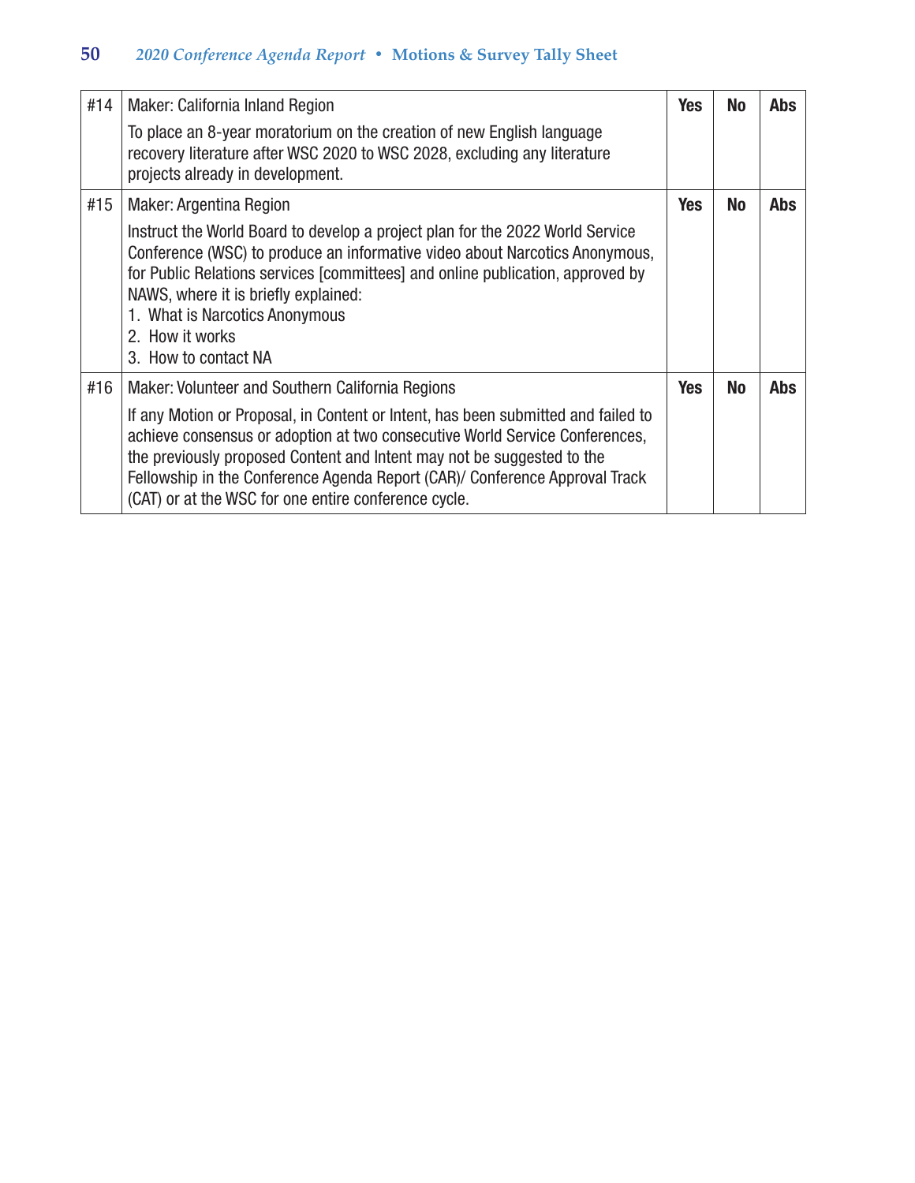| # | Motion | Yes | No | Abs |
|---|---|---|---|---|
| #14 | Maker: California Inland Region<br><br>To place an 8-year moratorium on the creation of new English language recovery literature after WSC 2020 to WSC 2028, excluding any literature projects already in development. | Yes | No | Abs |
| #15 | Maker: Argentina Region<br><br>Instruct the World Board to develop a project plan for the 2022 World Service Conference (WSC) to produce an informative video about Narcotics Anonymous, for Public Relations services [committees] and online publication, approved by NAWS, where it is briefly explained:<br>1. What is Narcotics Anonymous<br>2. How it works<br>3. How to contact NA | Yes | No | Abs |
| #16 | Maker: Volunteer and Southern California Regions<br><br>If any Motion or Proposal, in Content or Intent, has been submitted and failed to achieve consensus or adoption at two consecutive World Service Conferences, the previously proposed Content and Intent may not be suggested to the Fellowship in the Conference Agenda Report (CAR)/ Conference Approval Track (CAT) or at the WSC for one entire conference cycle. | Yes | No | Abs |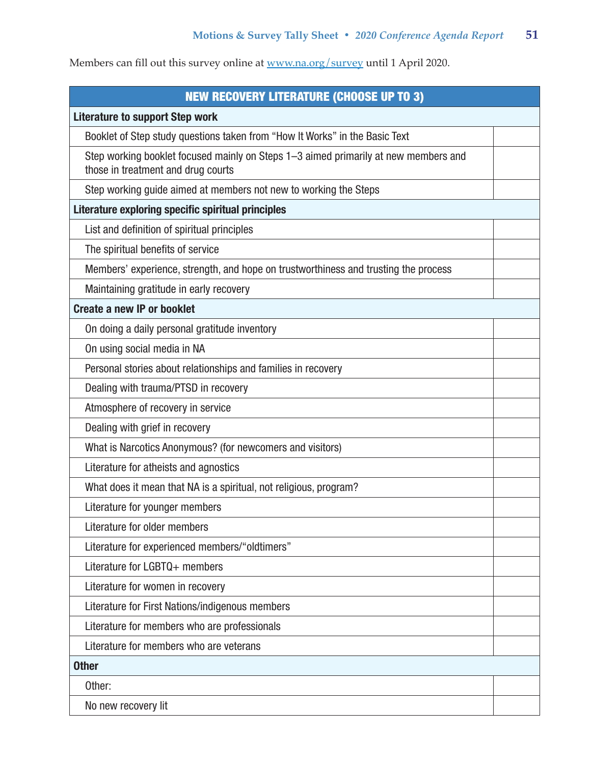Members can fill out this survey online at www.na.org/survey until 1 April 2020.

| NEW RECOVERY LITERATURE (CHOOSE UP TO 3) | |
|---|---|
| **Literature to support Step work** | |
| Booklet of Step study questions taken from "How It Works" in the Basic Text | |
| Step working booklet focused mainly on Steps 1–3 aimed primarily at new members and those in treatment and drug courts | |
| Step working guide aimed at members not new to working the Steps | |
| **Literature exploring specific spiritual principles** | |
| List and definition of spiritual principles | |
| The spiritual benefits of service | |
| Members' experience, strength, and hope on trustworthiness and trusting the process | |
| Maintaining gratitude in early recovery | |
| **Create a new IP or booklet** | |
| On doing a daily personal gratitude inventory | |
| On using social media in NA | |
| Personal stories about relationships and families in recovery | |
| Dealing with trauma/PTSD in recovery | |
| Atmosphere of recovery in service | |
| Dealing with grief in recovery | |
| What is Narcotics Anonymous? (for newcomers and visitors) | |
| Literature for atheists and agnostics | |
| What does it mean that NA is a spiritual, not religious, program? | |
| Literature for younger members | |
| Literature for older members | |
| Literature for experienced members/"oldtimers" | |
| Literature for LGBTQ+ members | |
| Literature for women in recovery | |
| Literature for First Nations/indigenous members | |
| Literature for members who are professionals | |
| Literature for members who are veterans | |
| **Other** | |
| Other: | |
| No new recovery lit | |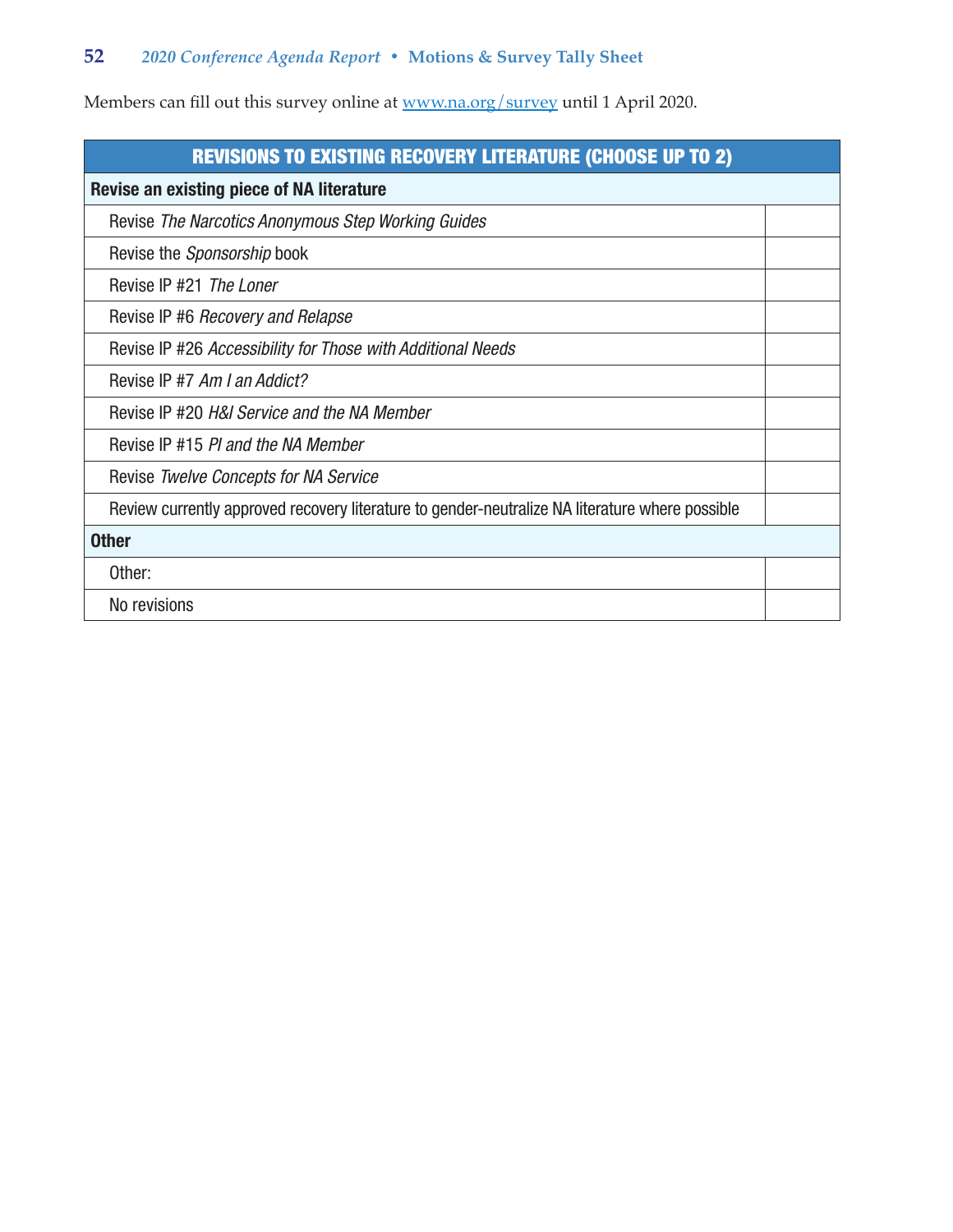Members can fill out this survey online at [www.na.org/survey](http://www.na.org/survey) until 1 April 2020.

| REVISIONS TO EXISTING RECOVERY LITERATURE (CHOOSE UP TO 2) | |
|---|---|
| **Revise an existing piece of NA literature** | |
| Revise *The Narcotics Anonymous Step Working Guides* | |
| Revise the *Sponsorship* book | |
| Revise IP #21 *The Loner* | |
| Revise IP #6 *Recovery and Relapse* | |
| Revise IP #26 *Accessibility for Those with Additional Needs* | |
| Revise IP #7 *Am I an Addict?* | |
| Revise IP #20 *H&I Service and the NA Member* | |
| Revise IP #15 *PI and the NA Member* | |
| Revise *Twelve Concepts for NA Service* | |
| Review currently approved recovery literature to gender-neutralize NA literature where possible | |
| **Other** | |
| Other: | |
| No revisions | |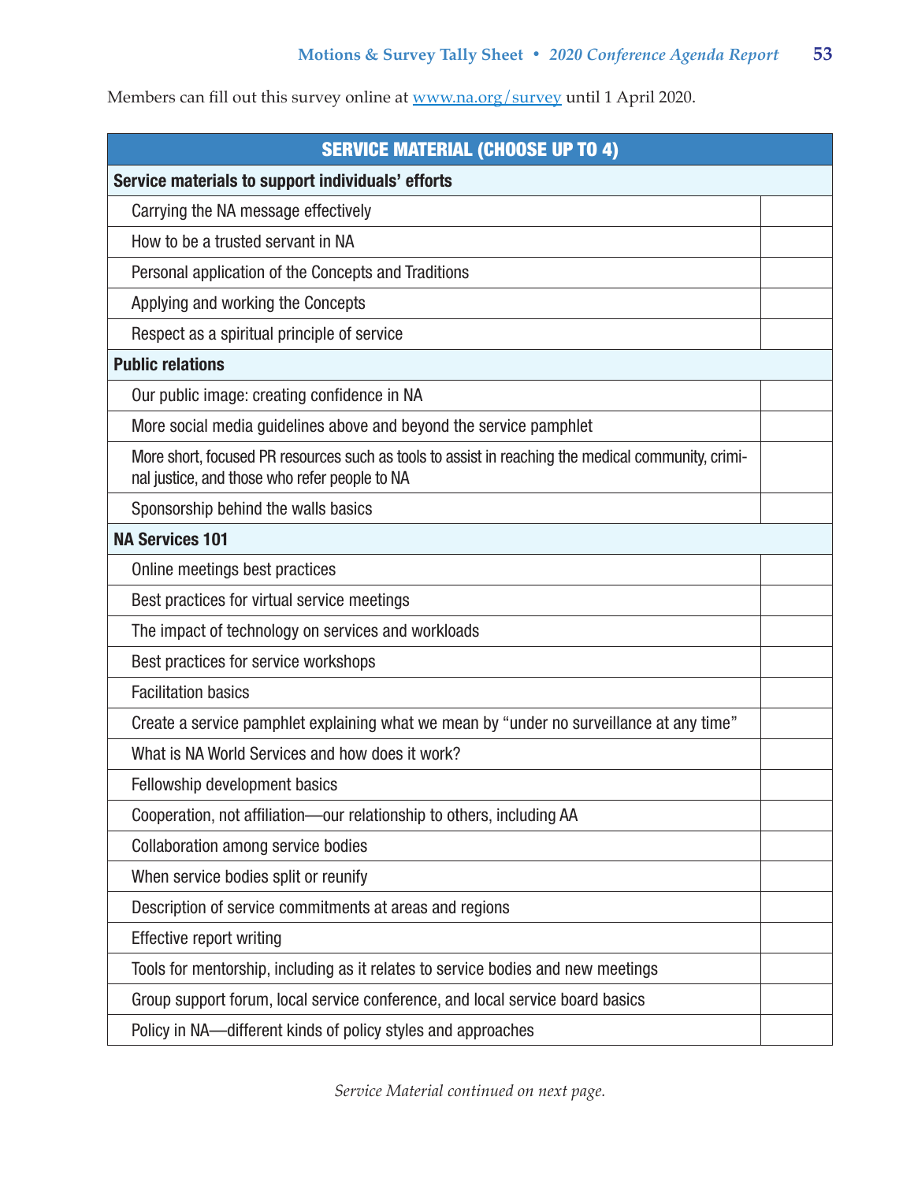Members can fill out this survey online at [www.na.org/survey](http://www.na.org/survey) until 1 April 2020.

| SERVICE MATERIAL (CHOOSE UP TO 4) | |
| --- | --- |
| **Service materials to support individuals' efforts** | |
| Carrying the NA message effectively | |
| How to be a trusted servant in NA | |
| Personal application of the Concepts and Traditions | |
| Applying and working the Concepts | |
| Respect as a spiritual principle of service | |
| **Public relations** | |
| Our public image: creating confidence in NA | |
| More social media guidelines above and beyond the service pamphlet | |
| More short, focused PR resources such as tools to assist in reaching the medical community, criminal justice, and those who refer people to NA | |
| Sponsorship behind the walls basics | |
| **NA Services 101** | |
| Online meetings best practices | |
| Best practices for virtual service meetings | |
| The impact of technology on services and workloads | |
| Best practices for service workshops | |
| Facilitation basics | |
| Create a service pamphlet explaining what we mean by "under no surveillance at any time" | |
| What is NA World Services and how does it work? | |
| Fellowship development basics | |
| Cooperation, not affiliation—our relationship to others, including AA | |
| Collaboration among service bodies | |
| When service bodies split or reunify | |
| Description of service commitments at areas and regions | |
| Effective report writing | |
| Tools for mentorship, including as it relates to service bodies and new meetings | |
| Group support forum, local service conference, and local service board basics | |
| Policy in NA—different kinds of policy styles and approaches | |

*Service Material continued on next page.*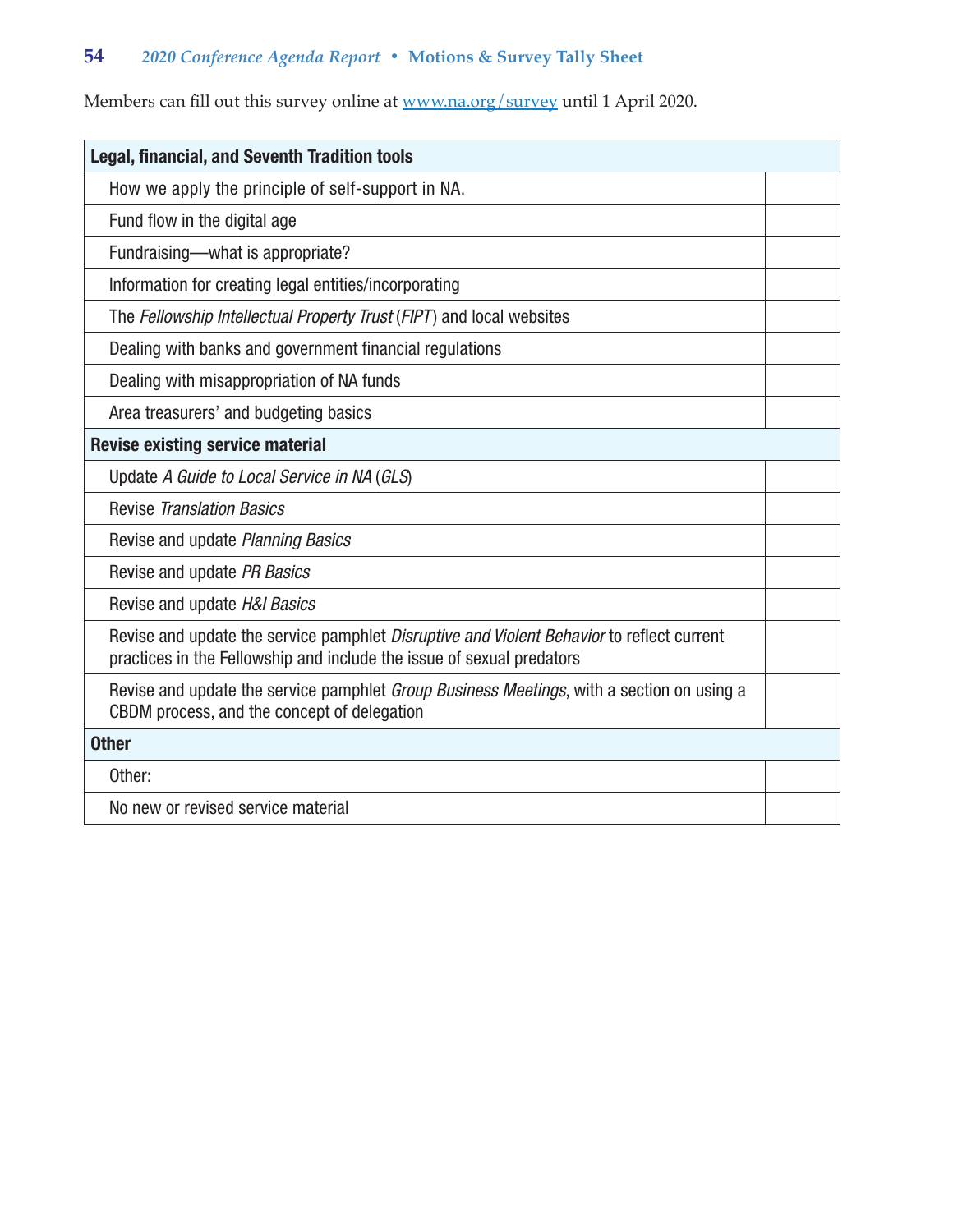Members can fill out this survey online at www.na.org/survey until 1 April 2020.

| **Legal, financial, and Seventh Tradition tools** | |
|---|---|
| How we apply the principle of self-support in NA. | |
| Fund flow in the digital age | |
| Fundraising—what is appropriate? | |
| Information for creating legal entities/incorporating | |
| The *Fellowship Intellectual Property Trust* (*FIPT*) and local websites | |
| Dealing with banks and government financial regulations | |
| Dealing with misappropriation of NA funds | |
| Area treasurers' and budgeting basics | |
| **Revise existing service material** | |
| Update *A Guide to Local Service in NA* (*GLS*) | |
| Revise *Translation Basics* | |
| Revise and update *Planning Basics* | |
| Revise and update *PR Basics* | |
| Revise and update *H&I Basics* | |
| Revise and update the service pamphlet *Disruptive and Violent Behavior* to reflect current practices in the Fellowship and include the issue of sexual predators | |
| Revise and update the service pamphlet *Group Business Meetings*, with a section on using a CBDM process, and the concept of delegation | |
| **Other** | |
| Other: | |
| No new or revised service material | |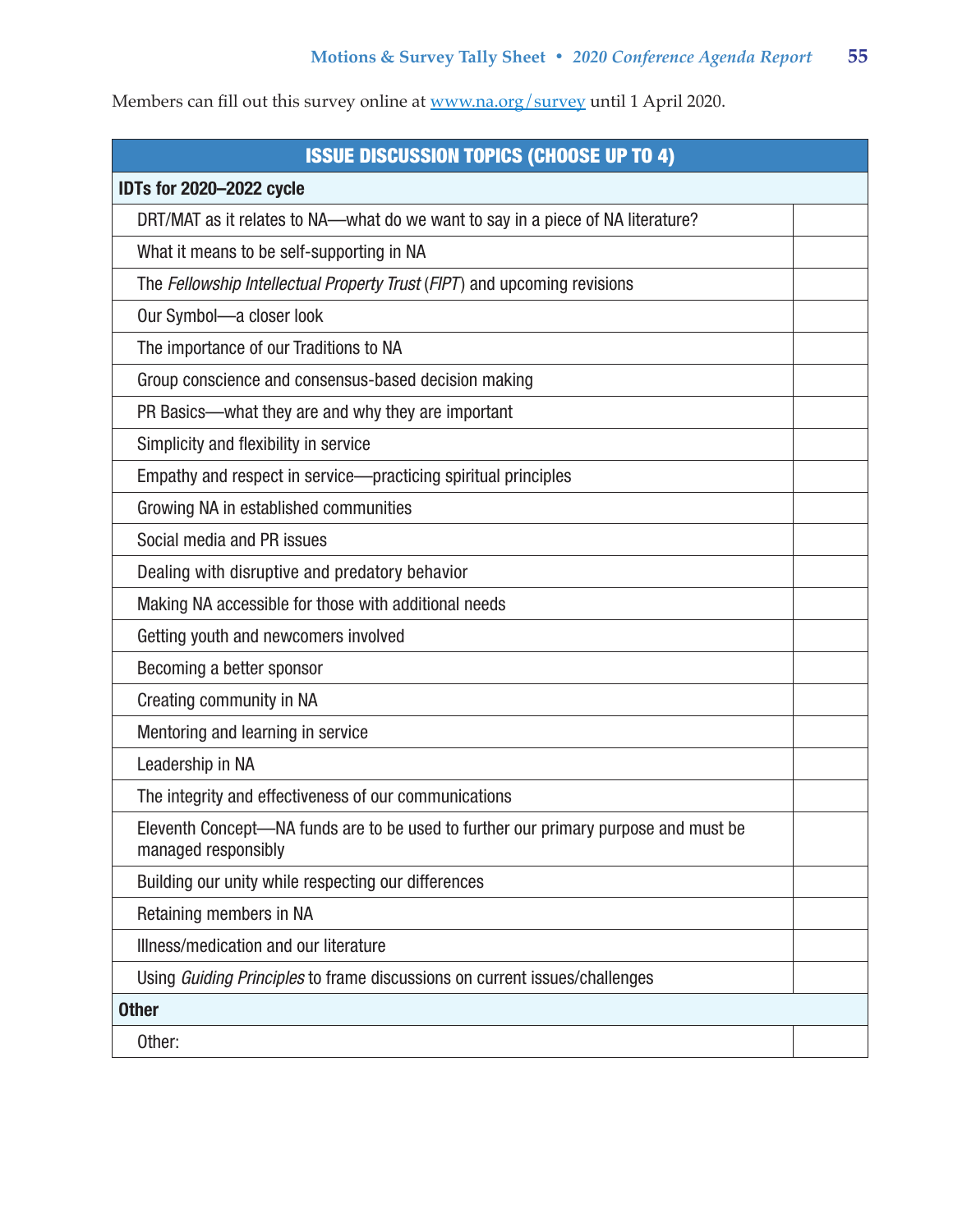Members can fill out this survey online at www.na.org/survey until 1 April 2020.

| ISSUE DISCUSSION TOPICS (CHOOSE UP TO 4) | |
|---|---|
| **IDTs for 2020–2022 cycle** | |
| DRT/MAT as it relates to NA—what do we want to say in a piece of NA literature? | |
| What it means to be self-supporting in NA | |
| The *Fellowship Intellectual Property Trust* (*FIPT*) and upcoming revisions | |
| Our Symbol—a closer look | |
| The importance of our Traditions to NA | |
| Group conscience and consensus-based decision making | |
| PR Basics—what they are and why they are important | |
| Simplicity and flexibility in service | |
| Empathy and respect in service—practicing spiritual principles | |
| Growing NA in established communities | |
| Social media and PR issues | |
| Dealing with disruptive and predatory behavior | |
| Making NA accessible for those with additional needs | |
| Getting youth and newcomers involved | |
| Becoming a better sponsor | |
| Creating community in NA | |
| Mentoring and learning in service | |
| Leadership in NA | |
| The integrity and effectiveness of our communications | |
| Eleventh Concept—NA funds are to be used to further our primary purpose and must be managed responsibly | |
| Building our unity while respecting our differences | |
| Retaining members in NA | |
| Illness/medication and our literature | |
| Using *Guiding Principles* to frame discussions on current issues/challenges | |
| **Other** | |
| Other: | |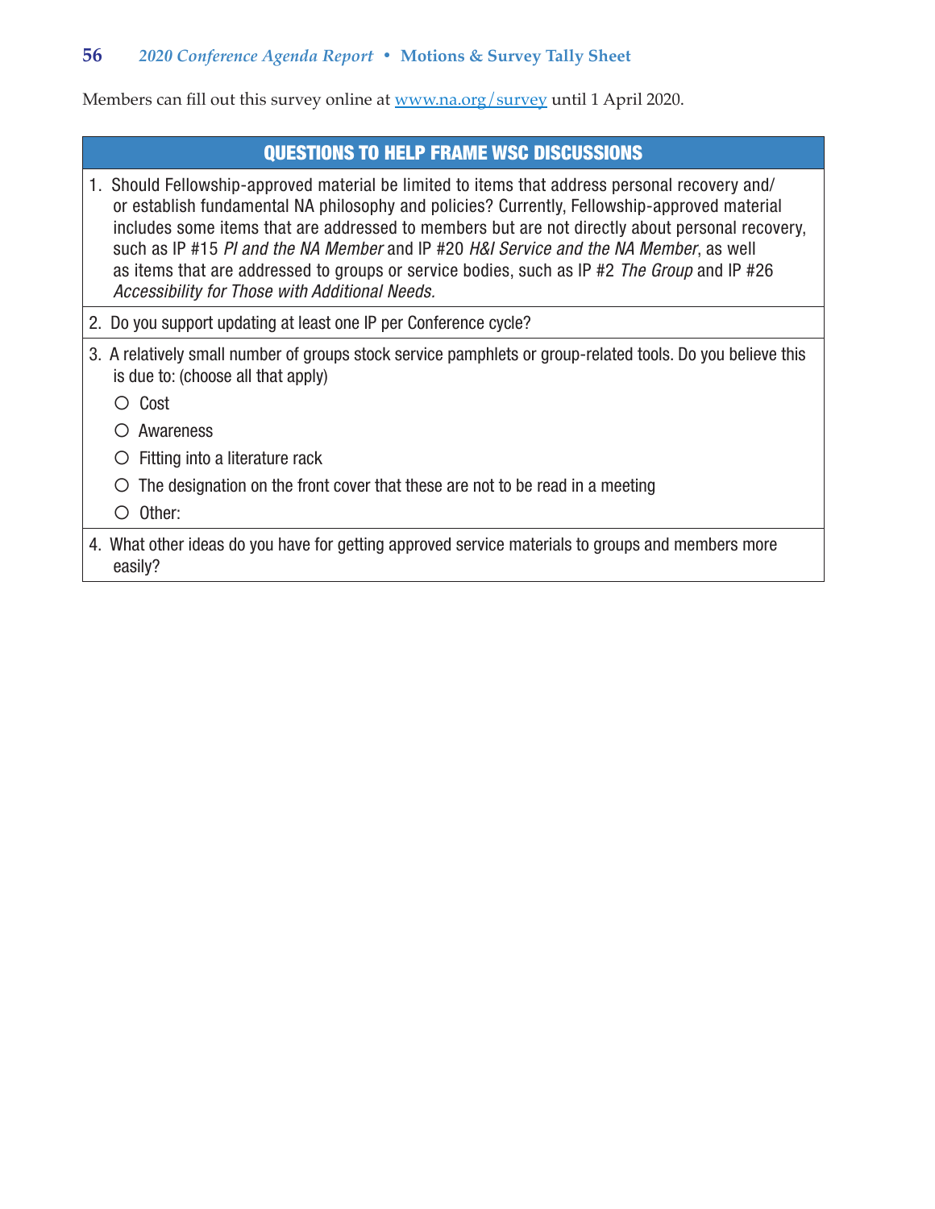Members can fill out this survey online at [www.na.org/survey](http://www.na.org/survey) until 1 April 2020.

## QUESTIONS TO HELP FRAME WSC DISCUSSIONS

1. Should Fellowship-approved material be limited to items that address personal recovery and/or establish fundamental NA philosophy and policies? Currently, Fellowship-approved material includes some items that are addressed to members but are not directly about personal recovery, such as IP #15 *PI and the NA Member* and IP #20 *H&I Service and the NA Member*, as well as items that are addressed to groups or service bodies, such as IP #2 *The Group* and IP #26 *Accessibility for Those with Additional Needs.*

2. Do you support updating at least one IP per Conference cycle?

3. A relatively small number of groups stock service pamphlets or group-related tools. Do you believe this is due to: (choose all that apply)
   - ○ Cost
   - ○ Awareness
   - ○ Fitting into a literature rack
   - ○ The designation on the front cover that these are not to be read in a meeting
   - ○ Other:

4. What other ideas do you have for getting approved service materials to groups and members more easily?